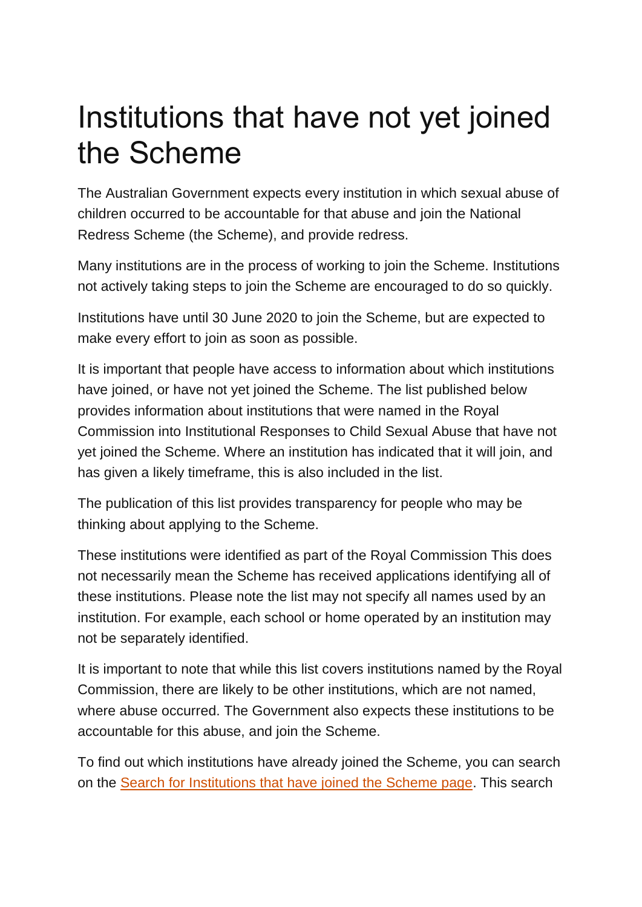# Institutions that have not yet joined the Scheme

The Australian Government expects every institution in which sexual abuse of children occurred to be accountable for that abuse and join the National Redress Scheme (the Scheme), and provide redress.

Many institutions are in the process of working to join the Scheme. Institutions not actively taking steps to join the Scheme are encouraged to do so quickly.

Institutions have until 30 June 2020 to join the Scheme, but are expected to make every effort to join as soon as possible.

It is important that people have access to information about which institutions have joined, or have not yet joined the Scheme. The list published below provides information about institutions that were named in the Royal Commission into Institutional Responses to Child Sexual Abuse that have not yet joined the Scheme. Where an institution has indicated that it will join, and has given a likely timeframe, this is also included in the list.

The publication of this list provides transparency for people who may be thinking about applying to the Scheme.

These institutions were identified as part of the Royal Commission This does not necessarily mean the Scheme has received applications identifying all of these institutions. Please note the list may not specify all names used by an institution. For example, each school or home operated by an institution may not be separately identified.

It is important to note that while this list covers institutions named by the Royal Commission, there are likely to be other institutions, which are not named, where abuse occurred. The Government also expects these institutions to be accountable for this abuse, and join the Scheme.

To find out which institutions have already joined the Scheme, you can search on the [Search for Institutions that have joined the Scheme page]. This search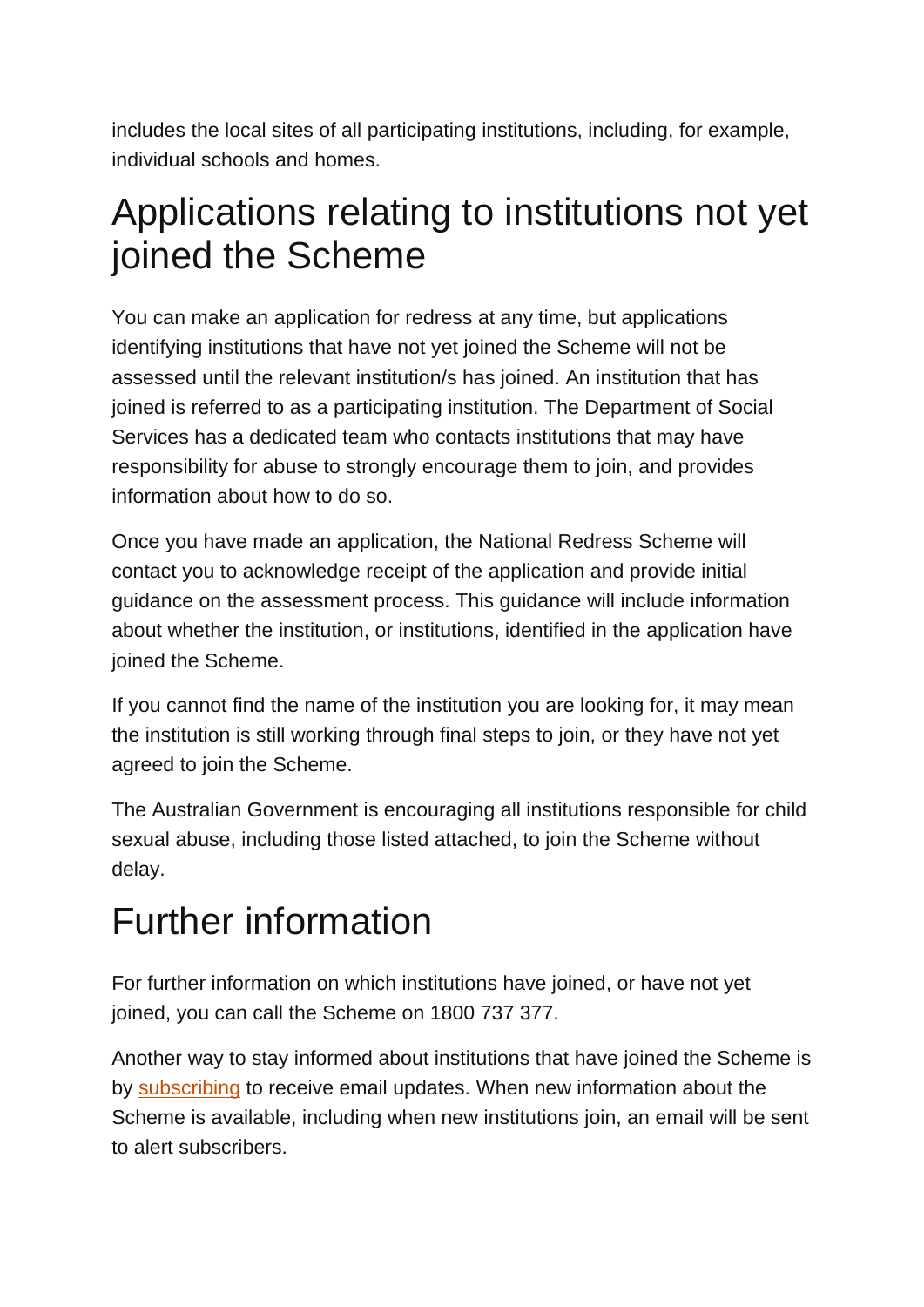includes the local sites of all participating institutions, including, for example, individual schools and homes.

## Applications relating to institutions not yet joined the Scheme

You can make an application for redress at any time, but applications identifying institutions that have not yet joined the Scheme will not be assessed until the relevant institution/s has joined. An institution that has joined is referred to as a participating institution. The Department of Social Services has a dedicated team who contacts institutions that may have responsibility for abuse to strongly encourage them to join, and provides information about how to do so.

Once you have made an application, the National Redress Scheme will contact you to acknowledge receipt of the application and provide initial guidance on the assessment process. This guidance will include information about whether the institution, or institutions, identified in the application have joined the Scheme.

If you cannot find the name of the institution you are looking for, it may mean the institution is still working through final steps to join, or they have not yet agreed to join the Scheme.

The Australian Government is encouraging all institutions responsible for child sexual abuse, including those listed attached, to join the Scheme without delay.

## Further information

For further information on which institutions have joined, or have not yet joined, you can call the Scheme on 1800 737 377.

Another way to stay informed about institutions that have joined the Scheme is by subscribing to receive email updates. When new information about the Scheme is available, including when new institutions join, an email will be sent to alert subscribers.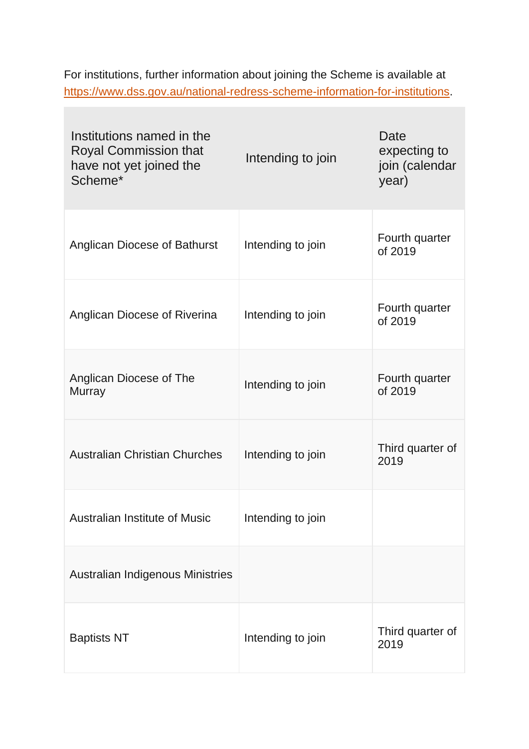For institutions, further information about joining the Scheme is available at [https://www.dss.gov.au/national-redress-scheme-information-for-institutions](https://www.dss.gov.au/national-redress-scheme-information-for-institutions).

| Institutions named in the Royal Commission that have not yet joined the Scheme* | Intending to join | Date expecting to join (calendar year) |
| --- | --- | --- |
| Anglican Diocese of Bathurst | Intending to join | Fourth quarter of 2019 |
| Anglican Diocese of Riverina | Intending to join | Fourth quarter of 2019 |
| Anglican Diocese of The Murray | Intending to join | Fourth quarter of 2019 |
| Australian Christian Churches | Intending to join | Third quarter of 2019 |
| Australian Institute of Music | Intending to join | |
| Australian Indigenous Ministries | | |
| Baptists NT | Intending to join | Third quarter of 2019 |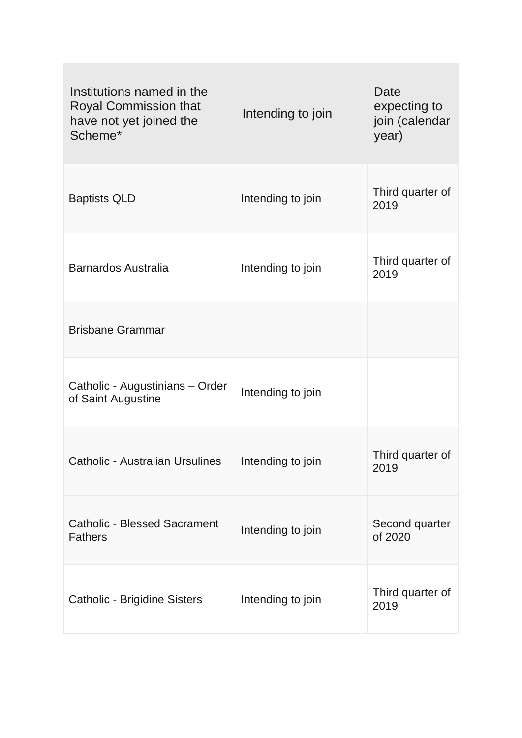| Institutions named in the Royal Commission that have not yet joined the Scheme* | Intending to join | Date expecting to join (calendar year) |
| --- | --- | --- |
| Baptists QLD | Intending to join | Third quarter of 2019 |
| Barnardos Australia | Intending to join | Third quarter of 2019 |
| Brisbane Grammar | | |
| Catholic - Augustinians – Order of Saint Augustine | Intending to join | |
| Catholic - Australian Ursulines | Intending to join | Third quarter of 2019 |
| Catholic - Blessed Sacrament Fathers | Intending to join | Second quarter of 2020 |
| Catholic - Brigidine Sisters | Intending to join | Third quarter of 2019 |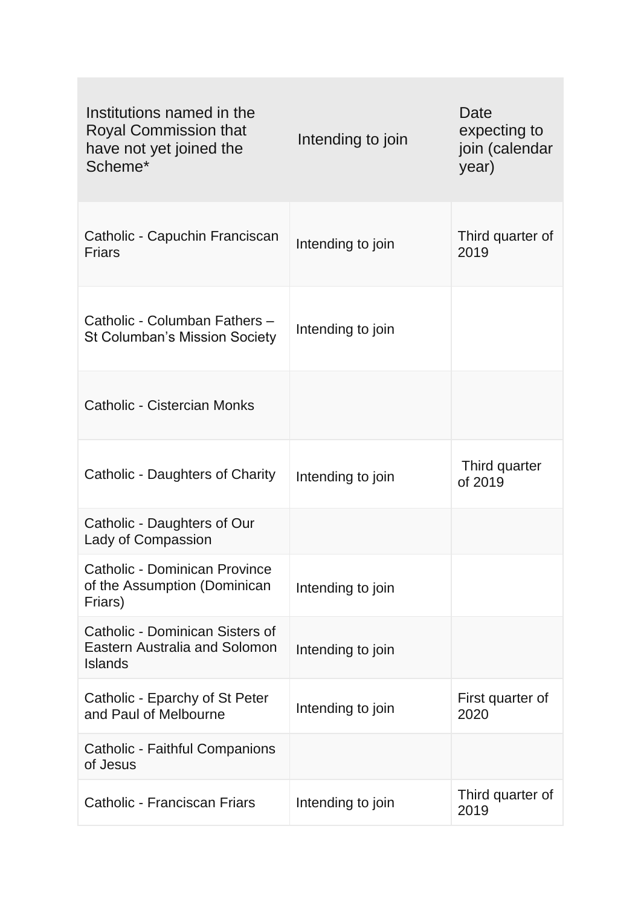| Institutions named in the Royal Commission that have not yet joined the Scheme* | Intending to join | Date expecting to join (calendar year) |
|---|---|---|
| Catholic - Capuchin Franciscan Friars | Intending to join | Third quarter of 2019 |
| Catholic - Columban Fathers – St Columban’s Mission Society | Intending to join | |
| Catholic - Cistercian Monks | | |
| Catholic - Daughters of Charity | Intending to join | Third quarter of 2019 |
| Catholic - Daughters of Our Lady of Compassion | | |
| Catholic - Dominican Province of the Assumption (Dominican Friars) | Intending to join | |
| Catholic - Dominican Sisters of Eastern Australia and Solomon Islands | Intending to join | |
| Catholic - Eparchy of St Peter and Paul of Melbourne | Intending to join | First quarter of 2020 |
| Catholic - Faithful Companions of Jesus | | |
| Catholic - Franciscan Friars | Intending to join | Third quarter of 2019 |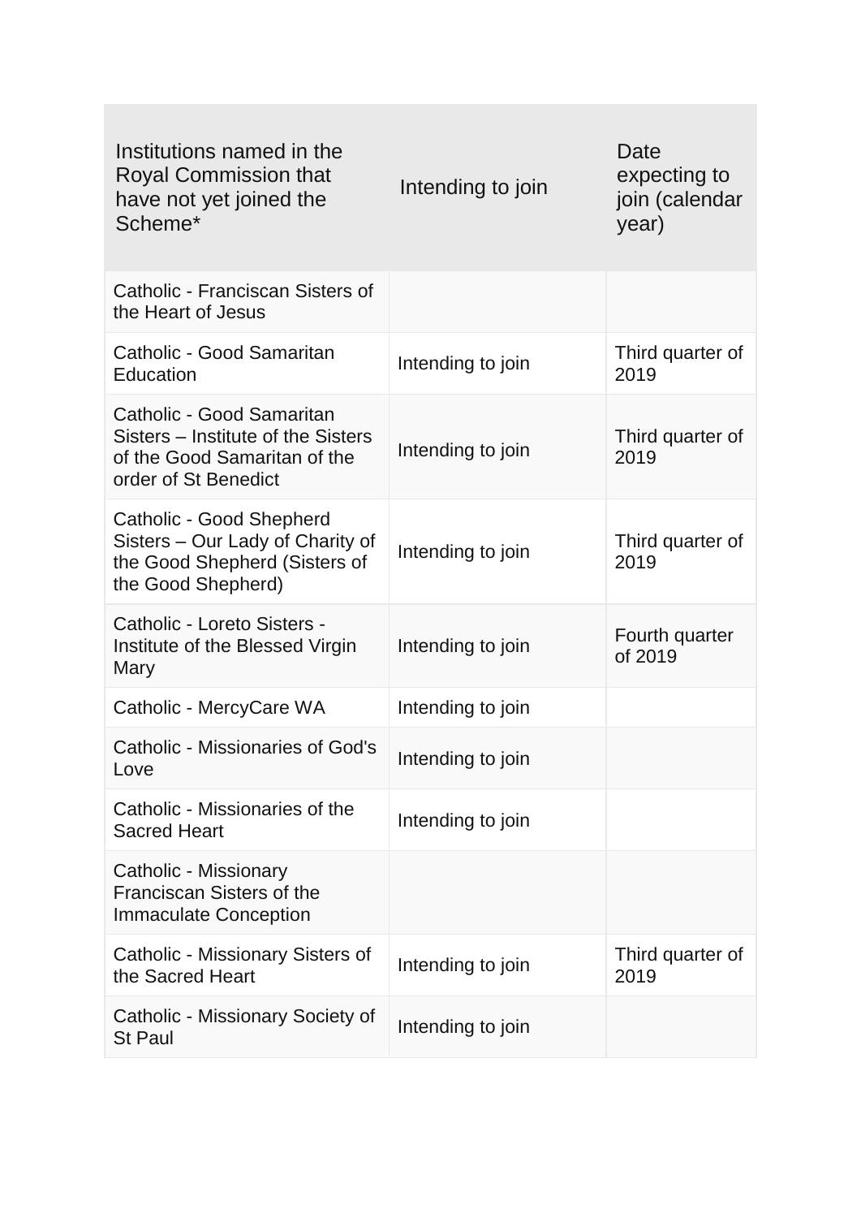| Institutions named in the Royal Commission that have not yet joined the Scheme* | Intending to join | Date expecting to join (calendar year) |
| --- | --- | --- |
| Catholic - Franciscan Sisters of the Heart of Jesus | | |
| Catholic - Good Samaritan Education | Intending to join | Third quarter of 2019 |
| Catholic - Good Samaritan Sisters – Institute of the Sisters of the Good Samaritan of the order of St Benedict | Intending to join | Third quarter of 2019 |
| Catholic - Good Shepherd Sisters – Our Lady of Charity of the Good Shepherd (Sisters of the Good Shepherd) | Intending to join | Third quarter of 2019 |
| Catholic - Loreto Sisters - Institute of the Blessed Virgin Mary | Intending to join | Fourth quarter of 2019 |
| Catholic - MercyCare WA | Intending to join | |
| Catholic - Missionaries of God's Love | Intending to join | |
| Catholic - Missionaries of the Sacred Heart | Intending to join | |
| Catholic - Missionary Franciscan Sisters of the Immaculate Conception | | |
| Catholic - Missionary Sisters of the Sacred Heart | Intending to join | Third quarter of 2019 |
| Catholic - Missionary Society of St Paul | Intending to join | |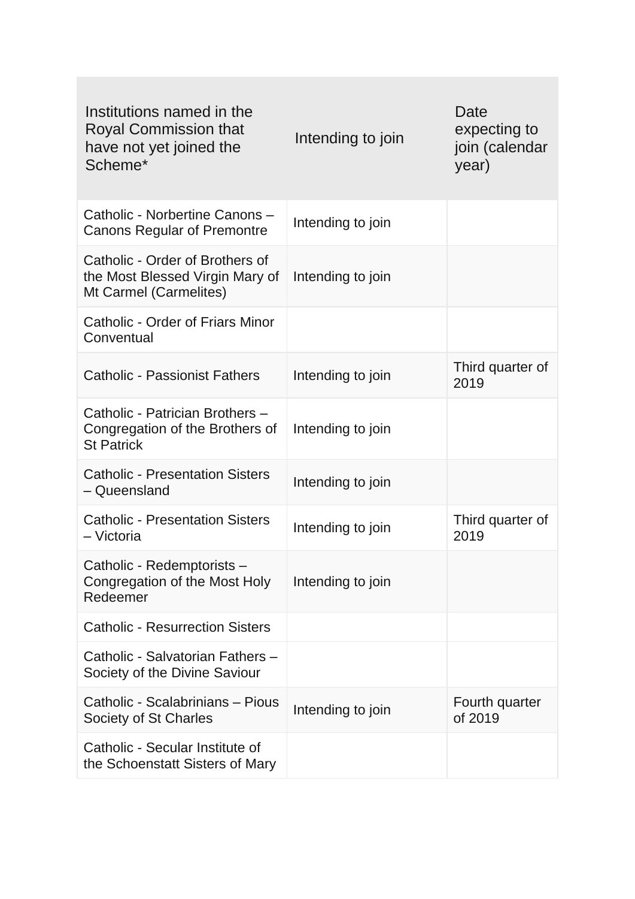| Institutions named in the Royal Commission that have not yet joined the Scheme* | Intending to join | Date expecting to join (calendar year) |
| --- | --- | --- |
| Catholic - Norbertine Canons – Canons Regular of Premontre | Intending to join | |
| Catholic - Order of Brothers of the Most Blessed Virgin Mary of Mt Carmel (Carmelites) | Intending to join | |
| Catholic - Order of Friars Minor Conventual | | |
| Catholic - Passionist Fathers | Intending to join | Third quarter of 2019 |
| Catholic - Patrician Brothers – Congregation of the Brothers of St Patrick | Intending to join | |
| Catholic - Presentation Sisters – Queensland | Intending to join | |
| Catholic - Presentation Sisters – Victoria | Intending to join | Third quarter of 2019 |
| Catholic - Redemptorists – Congregation of the Most Holy Redeemer | Intending to join | |
| Catholic - Resurrection Sisters | | |
| Catholic - Salvatorian Fathers – Society of the Divine Saviour | | |
| Catholic - Scalabrinians – Pious Society of St Charles | Intending to join | Fourth quarter of 2019 |
| Catholic - Secular Institute of the Schoenstatt Sisters of Mary | | |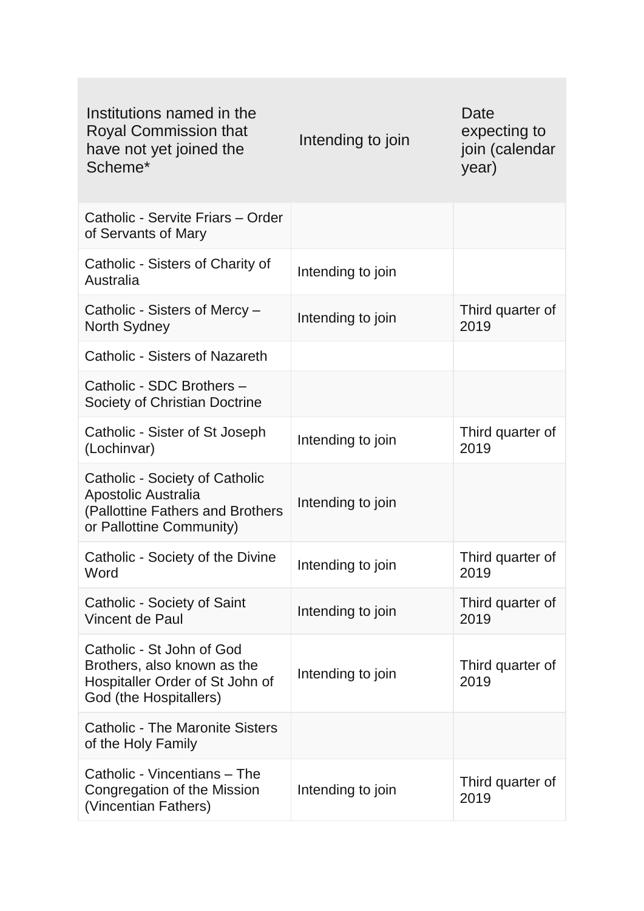| Institutions named in the Royal Commission that have not yet joined the Scheme* | Intending to join | Date expecting to join (calendar year) |
| --- | --- | --- |
| Catholic - Servite Friars – Order of Servants of Mary | | |
| Catholic - Sisters of Charity of Australia | Intending to join | |
| Catholic - Sisters of Mercy – North Sydney | Intending to join | Third quarter of 2019 |
| Catholic - Sisters of Nazareth | | |
| Catholic - SDC Brothers – Society of Christian Doctrine | | |
| Catholic - Sister of St Joseph (Lochinvar) | Intending to join | Third quarter of 2019 |
| Catholic - Society of Catholic Apostolic Australia (Pallottine Fathers and Brothers or Pallottine Community) | Intending to join | |
| Catholic - Society of the Divine Word | Intending to join | Third quarter of 2019 |
| Catholic - Society of Saint Vincent de Paul | Intending to join | Third quarter of 2019 |
| Catholic - St John of God Brothers, also known as the Hospitaller Order of St John of God (the Hospitallers) | Intending to join | Third quarter of 2019 |
| Catholic - The Maronite Sisters of the Holy Family | | |
| Catholic - Vincentians – The Congregation of the Mission (Vincentian Fathers) | Intending to join | Third quarter of 2019 |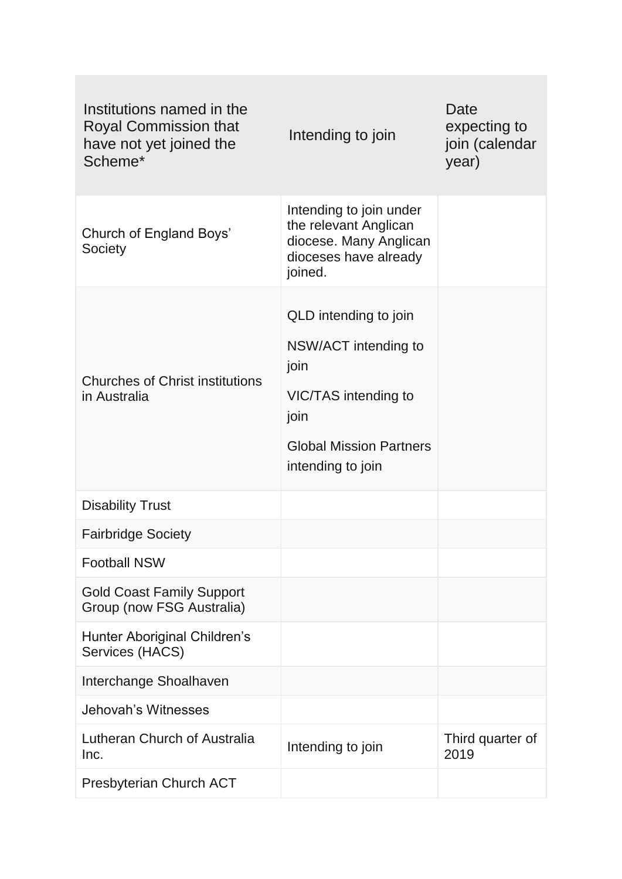| Institutions named in the Royal Commission that have not yet joined the Scheme* | Intending to join | Date expecting to join (calendar year) |
| --- | --- | --- |
| Church of England Boys' Society | Intending to join under the relevant Anglican diocese. Many Anglican dioceses have already joined. | |
| Churches of Christ institutions in Australia | QLD intending to join<br><br>NSW/ACT intending to join<br><br>VIC/TAS intending to join<br><br>Global Mission Partners intending to join | |
| Disability Trust | | |
| Fairbridge Society | | |
| Football NSW | | |
| Gold Coast Family Support Group (now FSG Australia) | | |
| Hunter Aboriginal Children's Services (HACS) | | |
| Interchange Shoalhaven | | |
| Jehovah's Witnesses | | |
| Lutheran Church of Australia Inc. | Intending to join | Third quarter of 2019 |
| Presbyterian Church ACT | | |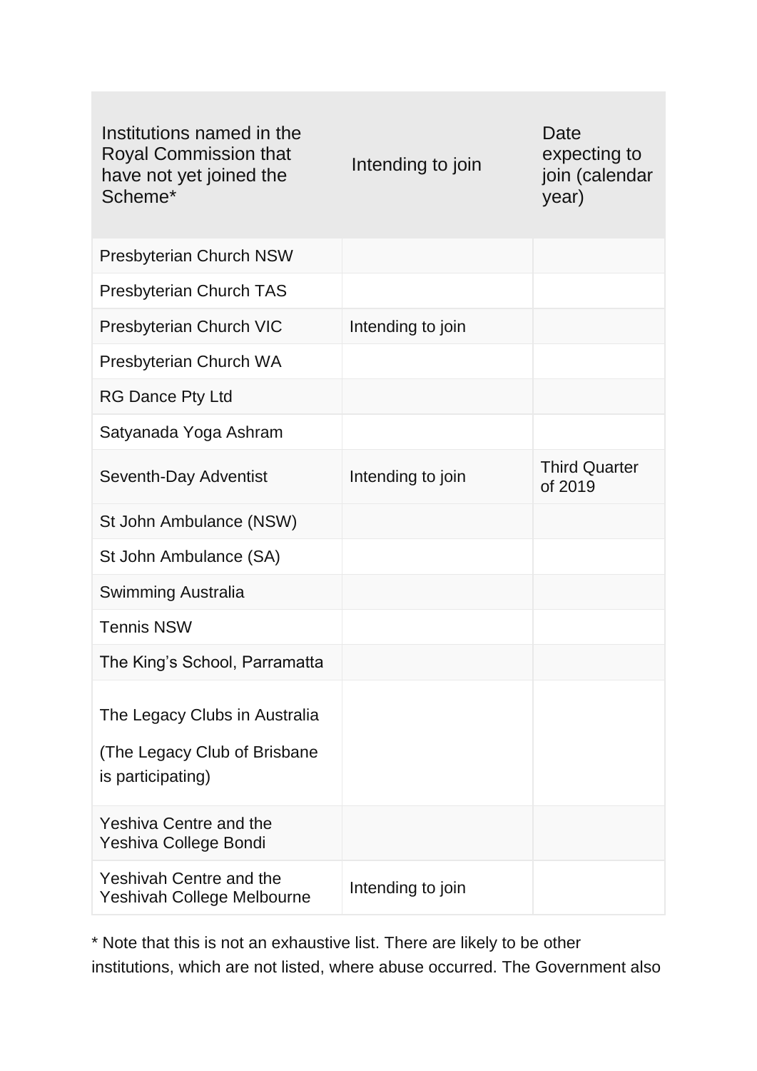| Institutions named in the Royal Commission that have not yet joined the Scheme* | Intending to join | Date expecting to join (calendar year) |
| --- | --- | --- |
| Presbyterian Church NSW | | |
| Presbyterian Church TAS | | |
| Presbyterian Church VIC | Intending to join | |
| Presbyterian Church WA | | |
| RG Dance Pty Ltd | | |
| Satyanada Yoga Ashram | | |
| Seventh-Day Adventist | Intending to join | Third Quarter of 2019 |
| St John Ambulance (NSW) | | |
| St John Ambulance (SA) | | |
| Swimming Australia | | |
| Tennis NSW | | |
| The King's School, Parramatta | | |
| The Legacy Clubs in Australia (The Legacy Club of Brisbane is participating) | | |
| Yeshiva Centre and the Yeshiva College Bondi | | |
| Yeshivah Centre and the Yeshivah College Melbourne | Intending to join | |

* Note that this is not an exhaustive list. There are likely to be other institutions, which are not listed, where abuse occurred. The Government also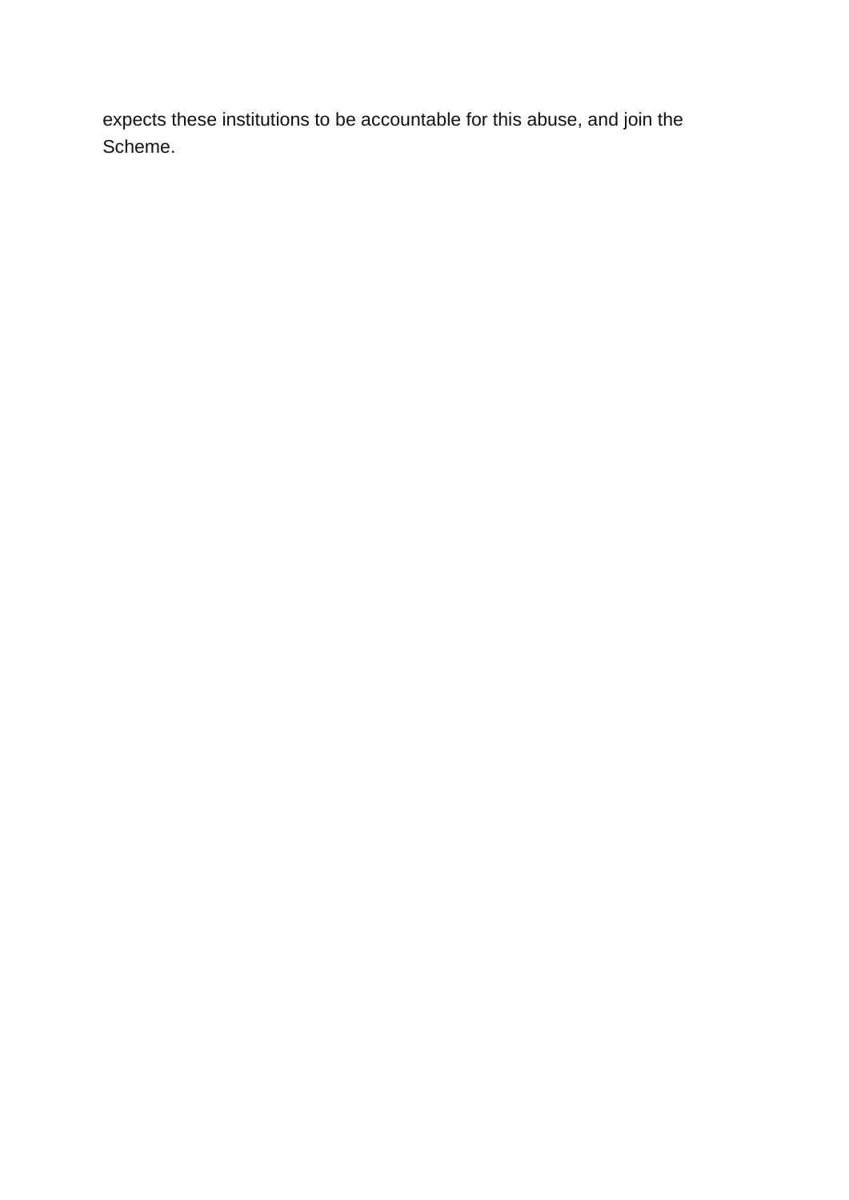expects these institutions to be accountable for this abuse, and join the Scheme.